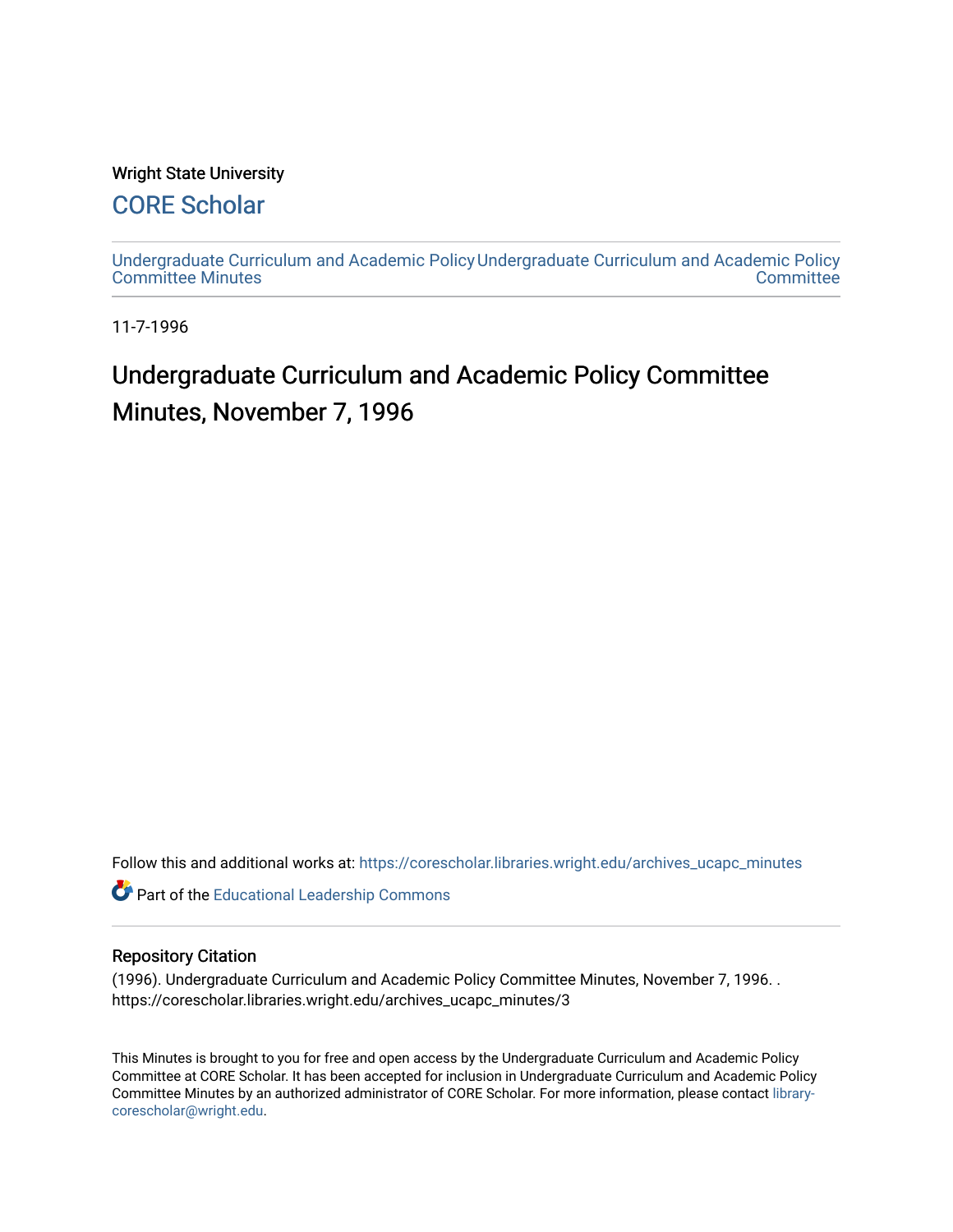Wright State University

## CORE Scholar

Undergraduate Curriculum and Academic Policy Committee Minutes

Undergraduate Curriculum and Academic Policy Committee

11-7-1996

# Undergraduate Curriculum and Academic Policy Committee Minutes, November 7, 1996

Follow this and additional works at: https://corescholar.libraries.wright.edu/archives_ucapc_minutes

Part of the Educational Leadership Commons

### Repository Citation

(1996). Undergraduate Curriculum and Academic Policy Committee Minutes, November 7, 1996. . https://corescholar.libraries.wright.edu/archives_ucapc_minutes/3

This Minutes is brought to you for free and open access by the Undergraduate Curriculum and Academic Policy Committee at CORE Scholar. It has been accepted for inclusion in Undergraduate Curriculum and Academic Policy Committee Minutes by an authorized administrator of CORE Scholar. For more information, please contact library-corescholar@wright.edu.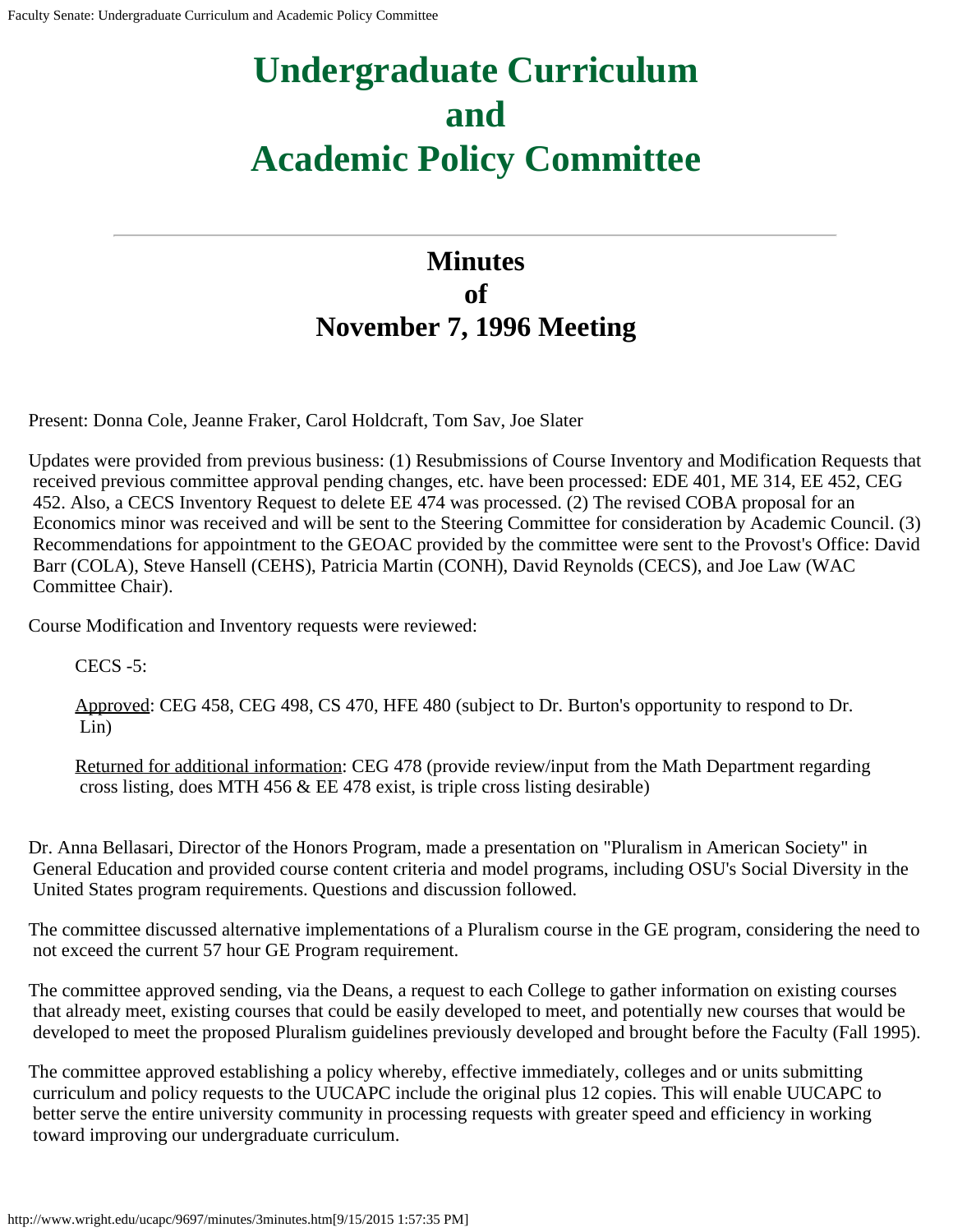# Undergraduate Curriculum and Academic Policy Committee

---

## Minutes of November 7, 1996 Meeting

Present: Donna Cole, Jeanne Fraker, Carol Holdcraft, Tom Sav, Joe Slater

Updates were provided from previous business: (1) Resubmissions of Course Inventory and Modification Requests that received previous committee approval pending changes, etc. have been processed: EDE 401, ME 314, EE 452, CEG 452. Also, a CECS Inventory Request to delete EE 474 was processed. (2) The revised COBA proposal for an Economics minor was received and will be sent to the Steering Committee for consideration by Academic Council. (3) Recommendations for appointment to the GEOAC provided by the committee were sent to the Provost's Office: David Barr (COLA), Steve Hansell (CEHS), Patricia Martin (CONH), David Reynolds (CECS), and Joe Law (WAC Committee Chair).

Course Modification and Inventory requests were reviewed:

> CECS -5:
>
> Approved: CEG 458, CEG 498, CS 470, HFE 480 (subject to Dr. Burton's opportunity to respond to Dr. Lin)
>
> Returned for additional information: CEG 478 (provide review/input from the Math Department regarding cross listing, does MTH 456 & EE 478 exist, is triple cross listing desirable)

Dr. Anna Bellasari, Director of the Honors Program, made a presentation on "Pluralism in American Society" in General Education and provided course content criteria and model programs, including OSU's Social Diversity in the United States program requirements. Questions and discussion followed.

The committee discussed alternative implementations of a Pluralism course in the GE program, considering the need to not exceed the current 57 hour GE Program requirement.

The committee approved sending, via the Deans, a request to each College to gather information on existing courses that already meet, existing courses that could be easily developed to meet, and potentially new courses that would be developed to meet the proposed Pluralism guidelines previously developed and brought before the Faculty (Fall 1995).

The committee approved establishing a policy whereby, effective immediately, colleges and or units submitting curriculum and policy requests to the UUCAPC include the original plus 12 copies. This will enable UUCAPC to better serve the entire university community in processing requests with greater speed and efficiency in working toward improving our undergraduate curriculum.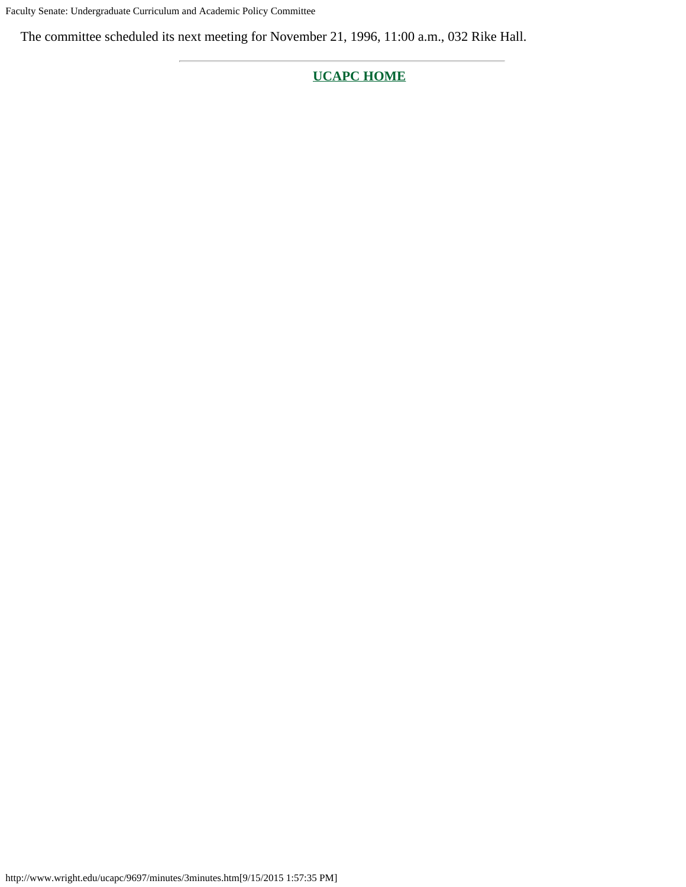The committee scheduled its next meeting for November 21, 1996, 11:00 a.m., 032 Rike Hall.

---

**UCAPC HOME**